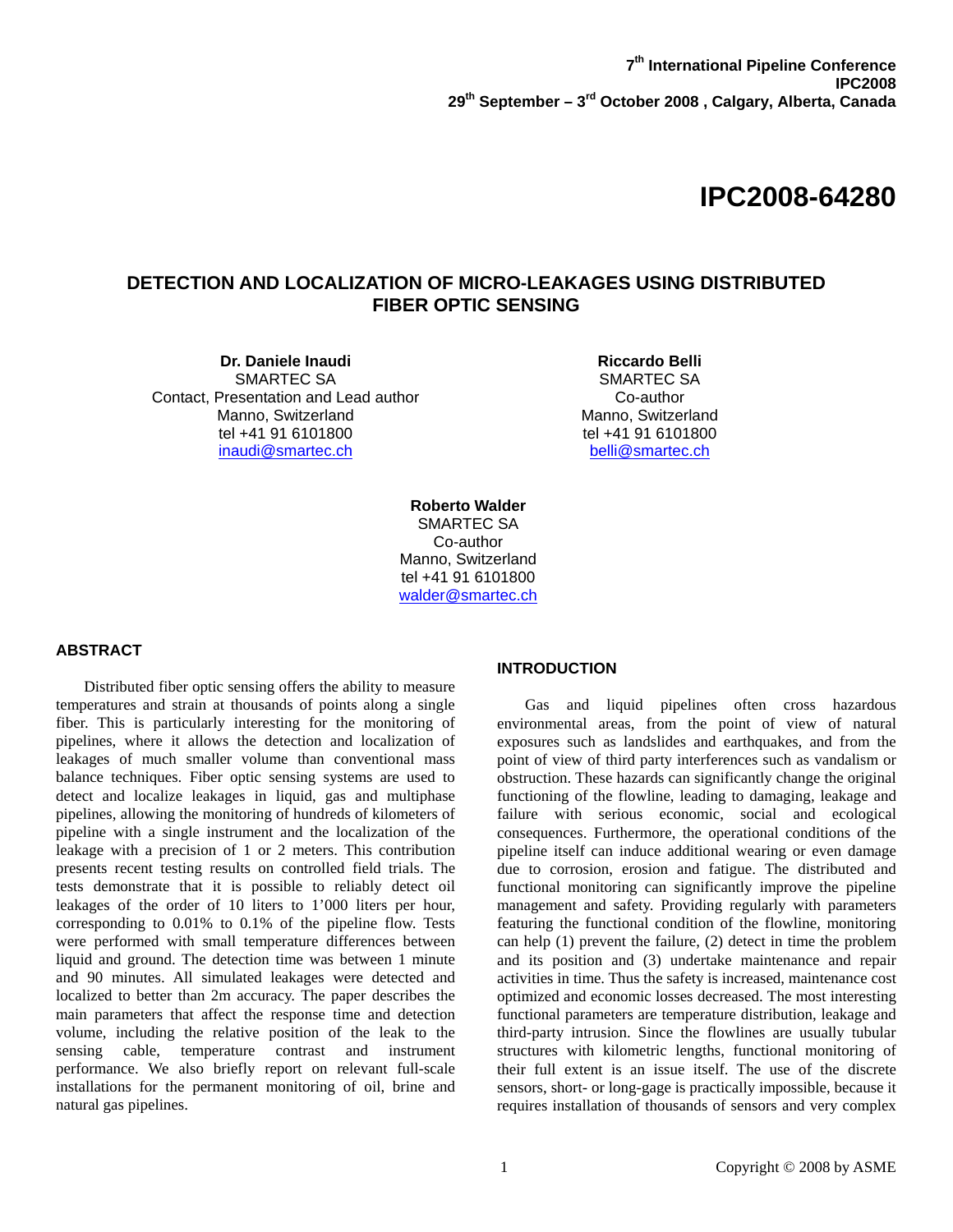7th International Pipeline Conference
IPC2008
29th September – 3rd October 2008 , Calgary, Alberta, Canada

# IPC2008-64280

## DETECTION AND LOCALIZATION OF MICRO-LEAKAGES USING DISTRIBUTED FIBER OPTIC SENSING

**Dr. Daniele Inaudi**
SMARTEC SA
Contact, Presentation and Lead author
Manno, Switzerland
tel +41 91 6101800
inaudi@smartec.ch

**Riccardo Belli**
SMARTEC SA
Co-author
Manno, Switzerland
tel +41 91 6101800
belli@smartec.ch

**Roberto Walder**
SMARTEC SA
Co-author
Manno, Switzerland
tel +41 91 6101800
walder@smartec.ch

### ABSTRACT

Distributed fiber optic sensing offers the ability to measure temperatures and strain at thousands of points along a single fiber. This is particularly interesting for the monitoring of pipelines, where it allows the detection and localization of leakages of much smaller volume than conventional mass balance techniques. Fiber optic sensing systems are used to detect and localize leakages in liquid, gas and multiphase pipelines, allowing the monitoring of hundreds of kilometers of pipeline with a single instrument and the localization of the leakage with a precision of 1 or 2 meters. This contribution presents recent testing results on controlled field trials. The tests demonstrate that it is possible to reliably detect oil leakages of the order of 10 liters to 1'000 liters per hour, corresponding to 0.01% to 0.1% of the pipeline flow. Tests were performed with small temperature differences between liquid and ground. The detection time was between 1 minute and 90 minutes. All simulated leakages were detected and localized to better than 2m accuracy. The paper describes the main parameters that affect the response time and detection volume, including the relative position of the leak to the sensing cable, temperature contrast and instrument performance. We also briefly report on relevant full-scale installations for the permanent monitoring of oil, brine and natural gas pipelines.

### INTRODUCTION

Gas and liquid pipelines often cross hazardous environmental areas, from the point of view of natural exposures such as landslides and earthquakes, and from the point of view of third party interferences such as vandalism or obstruction. These hazards can significantly change the original functioning of the flowline, leading to damaging, leakage and failure with serious economic, social and ecological consequences. Furthermore, the operational conditions of the pipeline itself can induce additional wearing or even damage due to corrosion, erosion and fatigue. The distributed and functional monitoring can significantly improve the pipeline management and safety. Providing regularly with parameters featuring the functional condition of the flowline, monitoring can help (1) prevent the failure, (2) detect in time the problem and its position and (3) undertake maintenance and repair activities in time. Thus the safety is increased, maintenance cost optimized and economic losses decreased. The most interesting functional parameters are temperature distribution, leakage and third-party intrusion. Since the flowlines are usually tubular structures with kilometric lengths, functional monitoring of their full extent is an issue itself. The use of the discrete sensors, short- or long-gage is practically impossible, because it requires installation of thousands of sensors and very complex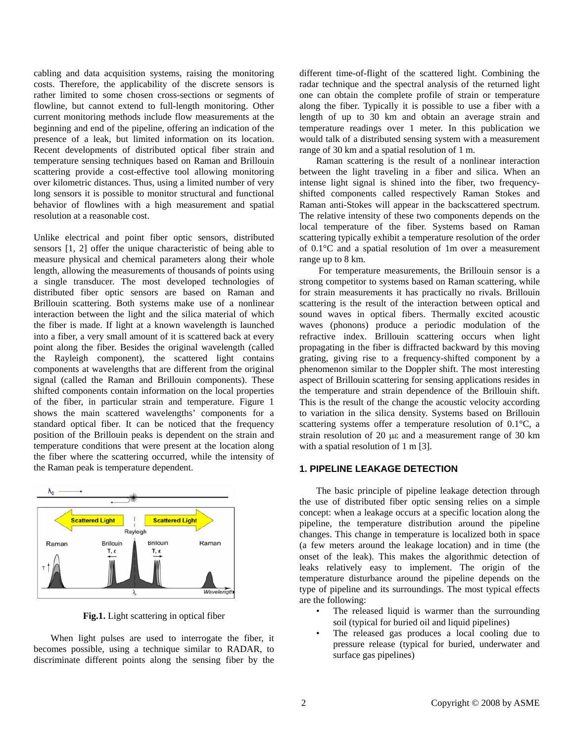cabling and data acquisition systems, raising the monitoring costs. Therefore, the applicability of the discrete sensors is rather limited to some chosen cross-sections or segments of flowline, but cannot extend to full-length monitoring. Other current monitoring methods include flow measurements at the beginning and end of the pipeline, offering an indication of the presence of a leak, but limited information on its location. Recent developments of distributed optical fiber strain and temperature sensing techniques based on Raman and Brillouin scattering provide a cost-effective tool allowing monitoring over kilometric distances. Thus, using a limited number of very long sensors it is possible to monitor structural and functional behavior of flowlines with a high measurement and spatial resolution at a reasonable cost.

Unlike electrical and point fiber optic sensors, distributed sensors [1, 2] offer the unique characteristic of being able to measure physical and chemical parameters along their whole length, allowing the measurements of thousands of points using a single transducer. The most developed technologies of distributed fiber optic sensors are based on Raman and Brillouin scattering. Both systems make use of a nonlinear interaction between the light and the silica material of which the fiber is made. If light at a known wavelength is launched into a fiber, a very small amount of it is scattered back at every point along the fiber. Besides the original wavelength (called the Rayleigh component), the scattered light contains components at wavelengths that are different from the original signal (called the Raman and Brillouin components). These shifted components contain information on the local properties of the fiber, in particular strain and temperature. Figure 1 shows the main scattered wavelengths' components for a standard optical fiber. It can be noticed that the frequency position of the Brillouin peaks is dependent on the strain and temperature conditions that were present at the location along the fiber where the scattering occurred, while the intensity of the Raman peak is temperature dependent.

**Fig.1.** Light scattering in optical fiber

When light pulses are used to interrogate the fiber, it becomes possible, using a technique similar to RADAR, to discriminate different points along the sensing fiber by the different time-of-flight of the scattered light. Combining the radar technique and the spectral analysis of the returned light one can obtain the complete profile of strain or temperature along the fiber. Typically it is possible to use a fiber with a length of up to 30 km and obtain an average strain and temperature readings over 1 meter. In this publication we would talk of a distributed sensing system with a measurement range of 30 km and a spatial resolution of 1 m.

Raman scattering is the result of a nonlinear interaction between the light traveling in a fiber and silica. When an intense light signal is shined into the fiber, two frequency-shifted components called respectively Raman Stokes and Raman anti-Stokes will appear in the backscattered spectrum. The relative intensity of these two components depends on the local temperature of the fiber. Systems based on Raman scattering typically exhibit a temperature resolution of the order of 0.1°C and a spatial resolution of 1m over a measurement range up to 8 km.

For temperature measurements, the Brillouin sensor is a strong competitor to systems based on Raman scattering, while for strain measurements it has practically no rivals. Brillouin scattering is the result of the interaction between optical and sound waves in optical fibers. Thermally excited acoustic waves (phonons) produce a periodic modulation of the refractive index. Brillouin scattering occurs when light propagating in the fiber is diffracted backward by this moving grating, giving rise to a frequency-shifted component by a phenomenon similar to the Doppler shift. The most interesting aspect of Brillouin scattering for sensing applications resides in the temperature and strain dependence of the Brillouin shift. This is the result of the change the acoustic velocity according to variation in the silica density. Systems based on Brillouin scattering systems offer a temperature resolution of 0.1°C, a strain resolution of 20 $\mu\varepsilon$ and a measurement range of 30 km with a spatial resolution of 1 m [3].

## 1. PIPELINE LEAKAGE DETECTION

The basic principle of pipeline leakage detection through the use of distributed fiber optic sensing relies on a simple concept: when a leakage occurs at a specific location along the pipeline, the temperature distribution around the pipeline changes. This change in temperature is localized both in space (a few meters around the leakage location) and in time (the onset of the leak). This makes the algorithmic detection of leaks relatively easy to implement. The origin of the temperature disturbance around the pipeline depends on the type of pipeline and its surroundings. The most typical effects are the following:

- The released liquid is warmer than the surrounding soil (typical for buried oil and liquid pipelines)
- The released gas produces a local cooling due to pressure release (typical for buried, underwater and surface gas pipelines)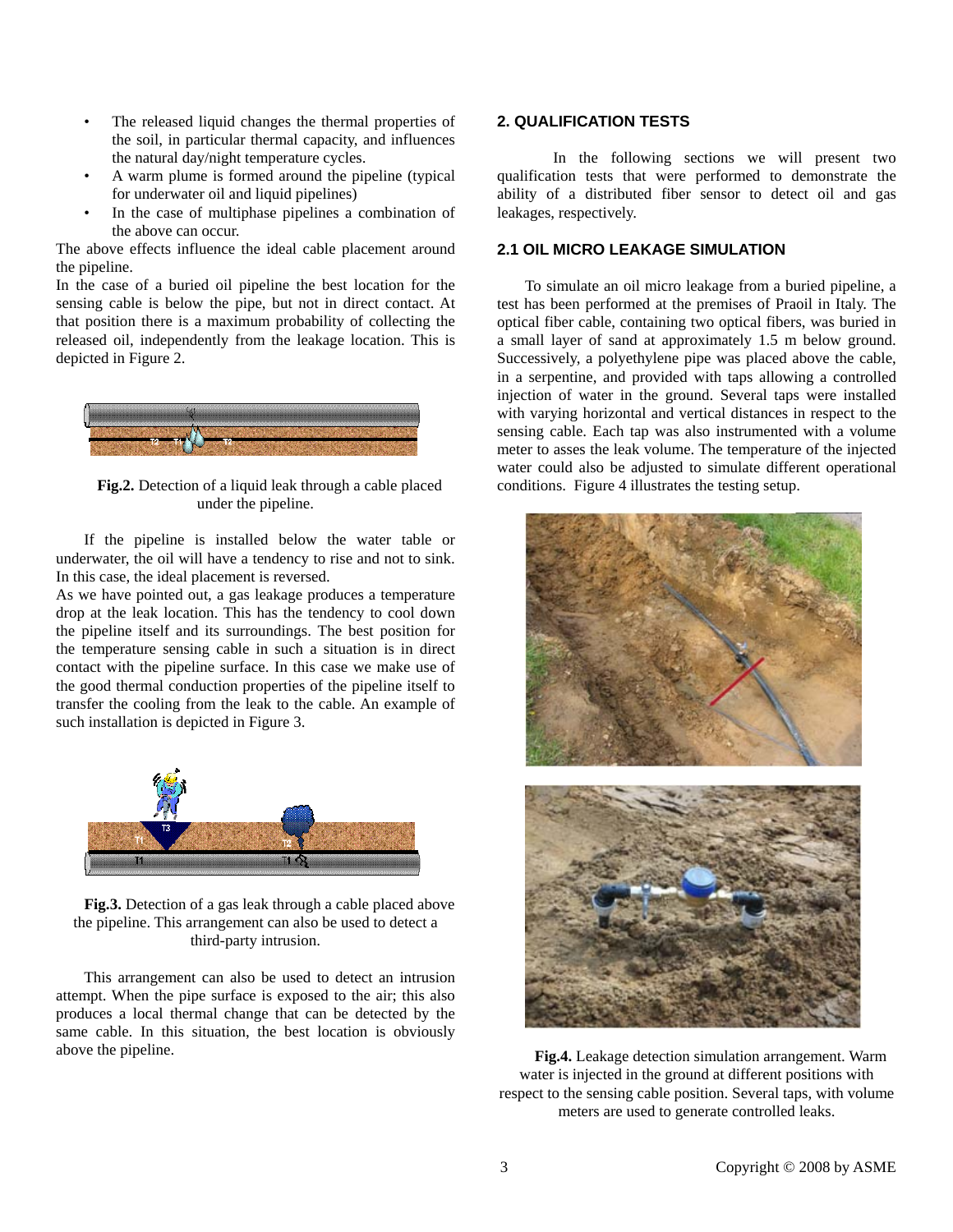- The released liquid changes the thermal properties of the soil, in particular thermal capacity, and influences the natural day/night temperature cycles.
- A warm plume is formed around the pipeline (typical for underwater oil and liquid pipelines)
- In the case of multiphase pipelines a combination of the above can occur.

The above effects influence the ideal cable placement around the pipeline.

In the case of a buried oil pipeline the best location for the sensing cable is below the pipe, but not in direct contact. At that position there is a maximum probability of collecting the released oil, independently from the leakage location. This is depicted in Figure 2.

**Fig.2.** Detection of a liquid leak through a cable placed under the pipeline.

If the pipeline is installed below the water table or underwater, the oil will have a tendency to rise and not to sink. In this case, the ideal placement is reversed.

As we have pointed out, a gas leakage produces a temperature drop at the leak location. This has the tendency to cool down the pipeline itself and its surroundings. The best position for the temperature sensing cable in such a situation is in direct contact with the pipeline surface. In this case we make use of the good thermal conduction properties of the pipeline itself to transfer the cooling from the leak to the cable. An example of such installation is depicted in Figure 3.

**Fig.3.** Detection of a gas leak through a cable placed above the pipeline. This arrangement can also be used to detect a third-party intrusion.

This arrangement can also be used to detect an intrusion attempt. When the pipe surface is exposed to the air; this also produces a local thermal change that can be detected by the same cable. In this situation, the best location is obviously above the pipeline.

## 2. QUALIFICATION TESTS

In the following sections we will present two qualification tests that were performed to demonstrate the ability of a distributed fiber sensor to detect oil and gas leakages, respectively.

### 2.1 OIL MICRO LEAKAGE SIMULATION

To simulate an oil micro leakage from a buried pipeline, a test has been performed at the premises of Praoil in Italy. The optical fiber cable, containing two optical fibers, was buried in a small layer of sand at approximately 1.5 m below ground. Successively, a polyethylene pipe was placed above the cable, in a serpentine, and provided with taps allowing a controlled injection of water in the ground. Several taps were installed with varying horizontal and vertical distances in respect to the sensing cable. Each tap was also instrumented with a volume meter to asses the leak volume. The temperature of the injected water could also be adjusted to simulate different operational conditions. Figure 4 illustrates the testing setup.

**Fig.4.** Leakage detection simulation arrangement. Warm water is injected in the ground at different positions with respect to the sensing cable position. Several taps, with volume meters are used to generate controlled leaks.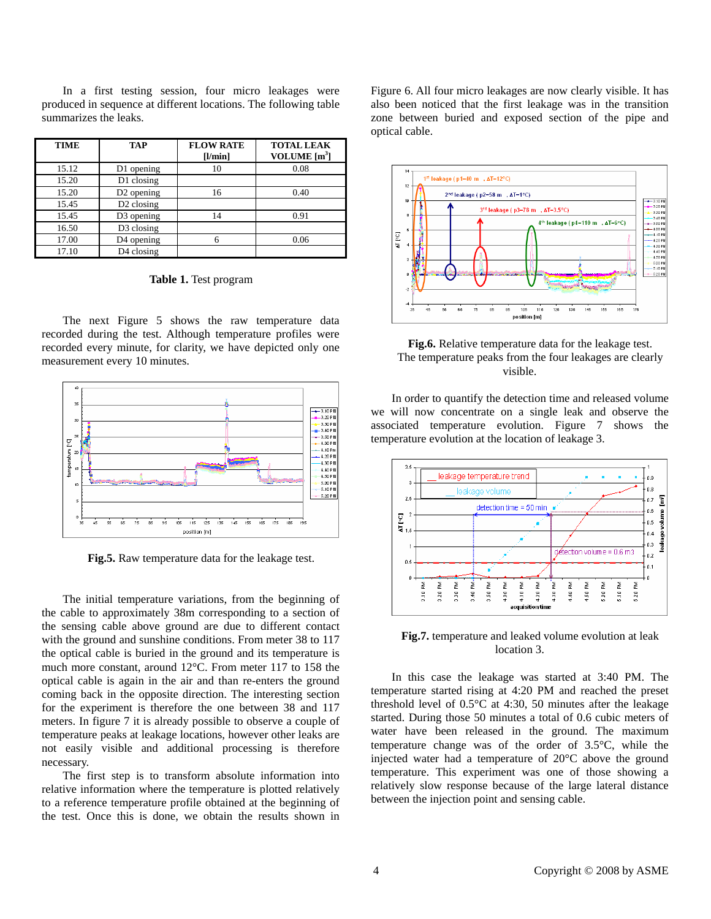In a first testing session, four micro leakages were produced in sequence at different locations. The following table summarizes the leaks.

| TIME | TAP | FLOW RATE [l/min] | TOTAL LEAK VOLUME [m$^3$] |
|---|---|---|---|
| 15.12 | D1 opening | 10 | 0.08 |
| 15.20 | D1 closing | | |
| 15.20 | D2 opening | 16 | 0.40 |
| 15.45 | D2 closing | | |
| 15.45 | D3 opening | 14 | 0.91 |
| 16.50 | D3 closing | | |
| 17.00 | D4 opening | 6 | 0.06 |
| 17.10 | D4 closing | | |

**Table 1.** Test program

The next Figure 5 shows the raw temperature data recorded during the test. Although temperature profiles were recorded every minute, for clarity, we have depicted only one measurement every 10 minutes.

**Fig.5.** Raw temperature data for the leakage test.

The initial temperature variations, from the beginning of the cable to approximately 38m corresponding to a section of the sensing cable above ground are due to different contact with the ground and sunshine conditions. From meter 38 to 117 the optical cable is buried in the ground and its temperature is much more constant, around 12°C. From meter 117 to 158 the optical cable is again in the air and than re-enters the ground coming back in the opposite direction. The interesting section for the experiment is therefore the one between 38 and 117 meters. In figure 7 it is already possible to observe a couple of temperature peaks at leakage locations, however other leaks are not easily visible and additional processing is therefore necessary.

The first step is to transform absolute information into relative information where the temperature is plotted relatively to a reference temperature profile obtained at the beginning of the test. Once this is done, we obtain the results shown in Figure 6. All four micro leakages are now clearly visible. It has also been noticed that the first leakage was in the transition zone between buried and exposed section of the pipe and optical cable.

**Fig.6.** Relative temperature data for the leakage test. The temperature peaks from the four leakages are clearly visible.

In order to quantify the detection time and released volume we will now concentrate on a single leak and observe the associated temperature evolution. Figure 7 shows the temperature evolution at the location of leakage 3.

**Fig.7.** temperature and leaked volume evolution at leak location 3.

In this case the leakage was started at 3:40 PM. The temperature started rising at 4:20 PM and reached the preset threshold level of 0.5°C at 4:30, 50 minutes after the leakage started. During those 50 minutes a total of 0.6 cubic meters of water have been released in the ground. The maximum temperature change was of the order of 3.5°C, while the injected water had a temperature of 20°C above the ground temperature. This experiment was one of those showing a relatively slow response because of the large lateral distance between the injection point and sensing cable.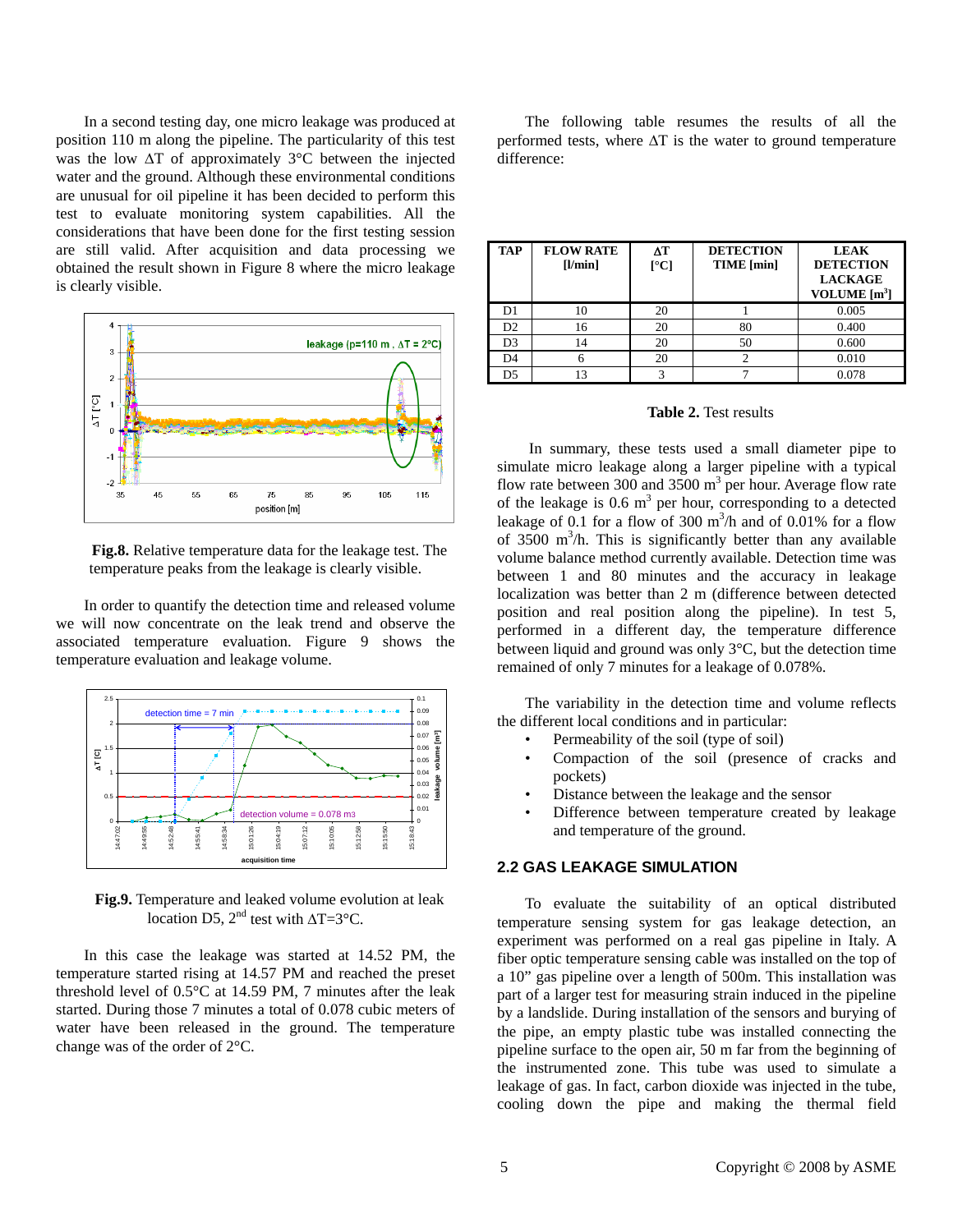In a second testing day, one micro leakage was produced at position 110 m along the pipeline. The particularity of this test was the low ΔT of approximately 3°C between the injected water and the ground. Although these environmental conditions are unusual for oil pipeline it has been decided to perform this test to evaluate monitoring system capabilities. All the considerations that have been done for the first testing session are still valid. After acquisition and data processing we obtained the result shown in Figure 8 where the micro leakage is clearly visible.

**Fig.8.** Relative temperature data for the leakage test. The temperature peaks from the leakage is clearly visible.

In order to quantify the detection time and released volume we will now concentrate on the leak trend and observe the associated temperature evaluation. Figure 9 shows the temperature evaluation and leakage volume.

**Fig.9.** Temperature and leaked volume evolution at leak location D5, 2nd test with ΔT=3°C.

In this case the leakage was started at 14.52 PM, the temperature started rising at 14.57 PM and reached the preset threshold level of 0.5°C at 14.59 PM, 7 minutes after the leak started. During those 7 minutes a total of 0.078 cubic meters of water have been released in the ground. The temperature change was of the order of 2°C.

The following table resumes the results of all the performed tests, where ΔT is the water to ground temperature difference:

| TAP | FLOW RATE [l/min] | ΔT [°C] | DETECTION TIME [min] | LEAK DETECTION LACKAGE VOLUME [$m^3$] |
|---|---|---|---|---|
| D1 | 10 | 20 | 1 | 0.005 |
| D2 | 16 | 20 | 80 | 0.400 |
| D3 | 14 | 20 | 50 | 0.600 |
| D4 | 6 | 20 | 2 | 0.010 |
| D5 | 13 | 3 | 7 | 0.078 |

**Table 2.** Test results

In summary, these tests used a small diameter pipe to simulate micro leakage along a larger pipeline with a typical flow rate between 300 and 3500 $m^3$ per hour. Average flow rate of the leakage is 0.6 $m^3$ per hour, corresponding to a detected leakage of 0.1 for a flow of 300 $m^3$/h and of 0.01% for a flow of 3500 $m^3$/h. This is significantly better than any available volume balance method currently available. Detection time was between 1 and 80 minutes and the accuracy in leakage localization was better than 2 m (difference between detected position and real position along the pipeline). In test 5, performed in a different day, the temperature difference between liquid and ground was only 3°C, but the detection time remained of only 7 minutes for a leakage of 0.078%.

The variability in the detection time and volume reflects the different local conditions and in particular:

- Permeability of the soil (type of soil)
- Compaction of the soil (presence of cracks and pockets)
- Distance between the leakage and the sensor
- Difference between temperature created by leakage and temperature of the ground.

## 2.2 GAS LEAKAGE SIMULATION

To evaluate the suitability of an optical distributed temperature sensing system for gas leakage detection, an experiment was performed on a real gas pipeline in Italy. A fiber optic temperature sensing cable was installed on the top of a 10" gas pipeline over a length of 500m. This installation was part of a larger test for measuring strain induced in the pipeline by a landslide. During installation of the sensors and burying of the pipe, an empty plastic tube was installed connecting the pipeline surface to the open air, 50 m far from the beginning of the instrumented zone. This tube was used to simulate a leakage of gas. In fact, carbon dioxide was injected in the tube, cooling down the pipe and making the thermal field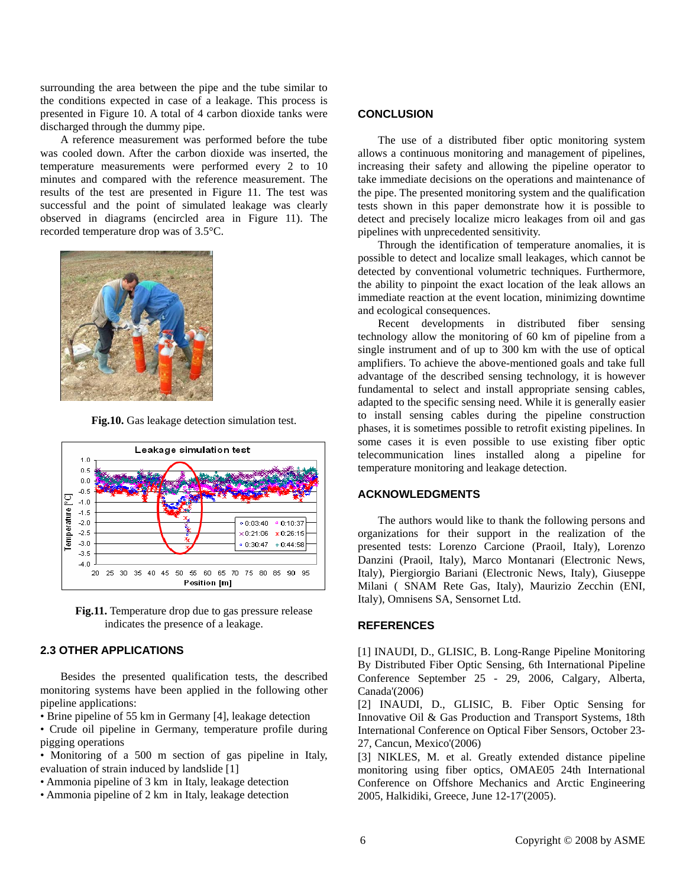surrounding the area between the pipe and the tube similar to the conditions expected in case of a leakage. This process is presented in Figure 10. A total of 4 carbon dioxide tanks were discharged through the dummy pipe.

A reference measurement was performed before the tube was cooled down. After the carbon dioxide was inserted, the temperature measurements were performed every 2 to 10 minutes and compared with the reference measurement. The results of the test are presented in Figure 11. The test was successful and the point of simulated leakage was clearly observed in diagrams (encircled area in Figure 11). The recorded temperature drop was of 3.5°C.

**Fig.10.** Gas leakage detection simulation test.

**Fig.11.** Temperature drop due to gas pressure release indicates the presence of a leakage.

## 2.3 OTHER APPLICATIONS

Besides the presented qualification tests, the described monitoring systems have been applied in the following other pipeline applications:

- Brine pipeline of 55 km in Germany [4], leakage detection
- Crude oil pipeline in Germany, temperature profile during pigging operations
- Monitoring of a 500 m section of gas pipeline in Italy, evaluation of strain induced by landslide [1]
- Ammonia pipeline of 3 km in Italy, leakage detection
- Ammonia pipeline of 2 km in Italy, leakage detection

## CONCLUSION

The use of a distributed fiber optic monitoring system allows a continuous monitoring and management of pipelines, increasing their safety and allowing the pipeline operator to take immediate decisions on the operations and maintenance of the pipe. The presented monitoring system and the qualification tests shown in this paper demonstrate how it is possible to detect and precisely localize micro leakages from oil and gas pipelines with unprecedented sensitivity.

Through the identification of temperature anomalies, it is possible to detect and localize small leakages, which cannot be detected by conventional volumetric techniques. Furthermore, the ability to pinpoint the exact location of the leak allows an immediate reaction at the event location, minimizing downtime and ecological consequences.

Recent developments in distributed fiber sensing technology allow the monitoring of 60 km of pipeline from a single instrument and of up to 300 km with the use of optical amplifiers. To achieve the above-mentioned goals and take full advantage of the described sensing technology, it is however fundamental to select and install appropriate sensing cables, adapted to the specific sensing need. While it is generally easier to install sensing cables during the pipeline construction phases, it is sometimes possible to retrofit existing pipelines. In some cases it is even possible to use existing fiber optic telecommunication lines installed along a pipeline for temperature monitoring and leakage detection.

## ACKNOWLEDGMENTS

The authors would like to thank the following persons and organizations for their support in the realization of the presented tests: Lorenzo Carcione (Praoil, Italy), Lorenzo Danzini (Praoil, Italy), Marco Montanari (Electronic News, Italy), Piergiorgio Bariani (Electronic News, Italy), Giuseppe Milani ( SNAM Rete Gas, Italy), Maurizio Zecchin (ENI, Italy), Omnisens SA, Sensornet Ltd.

## REFERENCES

[1] INAUDI, D., GLISIC, B. Long-Range Pipeline Monitoring By Distributed Fiber Optic Sensing, 6th International Pipeline Conference September 25 - 29, 2006, Calgary, Alberta, Canada'(2006)

[2] INAUDI, D., GLISIC, B. Fiber Optic Sensing for Innovative Oil & Gas Production and Transport Systems, 18th International Conference on Optical Fiber Sensors, October 23-27, Cancun, Mexico'(2006)

[3] NIKLES, M. et al. Greatly extended distance pipeline monitoring using fiber optics, OMAE05 24th International Conference on Offshore Mechanics and Arctic Engineering 2005, Halkidiki, Greece, June 12-17'(2005).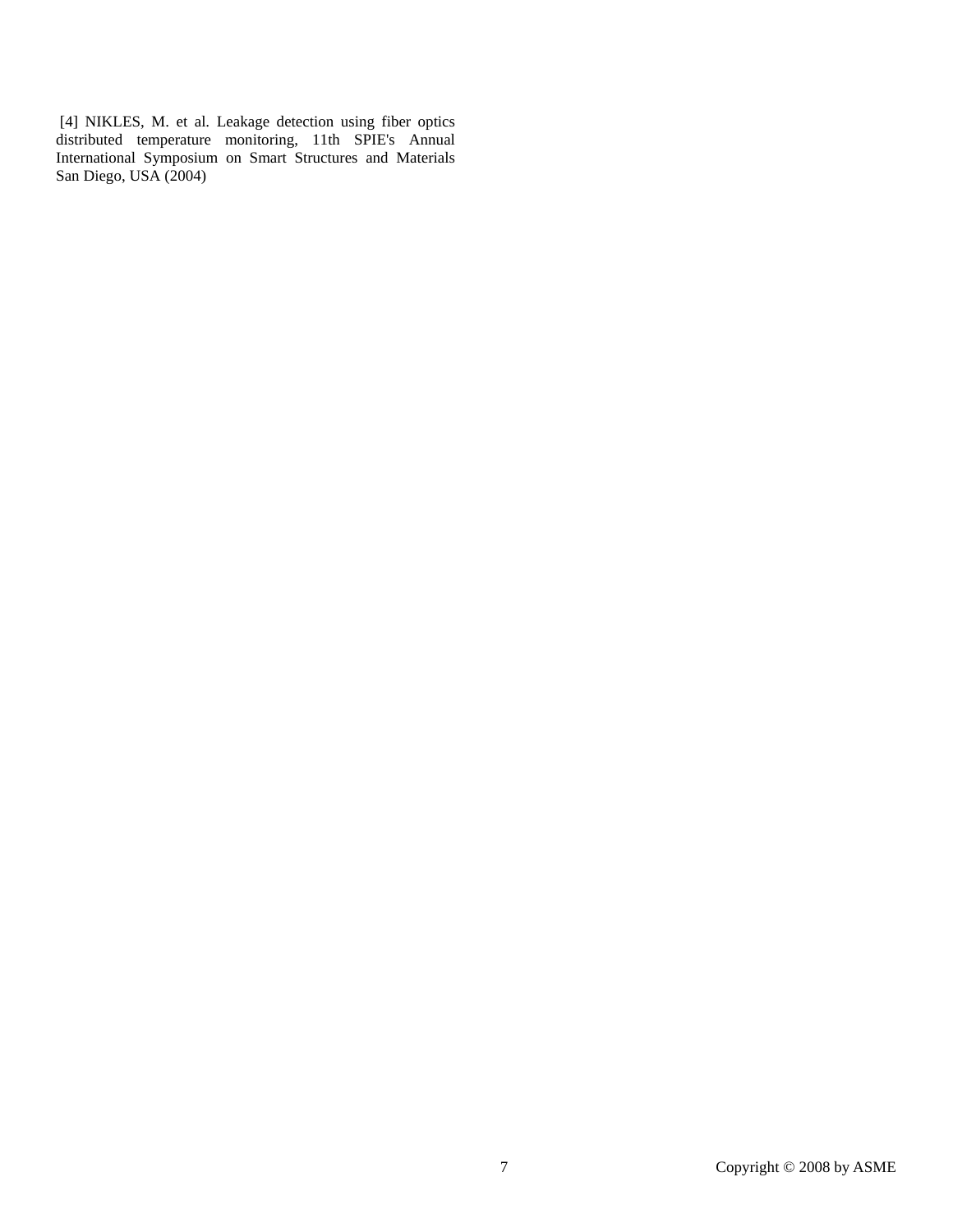[4] NIKLES, M. et al. Leakage detection using fiber optics distributed temperature monitoring, 11th SPIE's Annual International Symposium on Smart Structures and Materials San Diego, USA (2004)